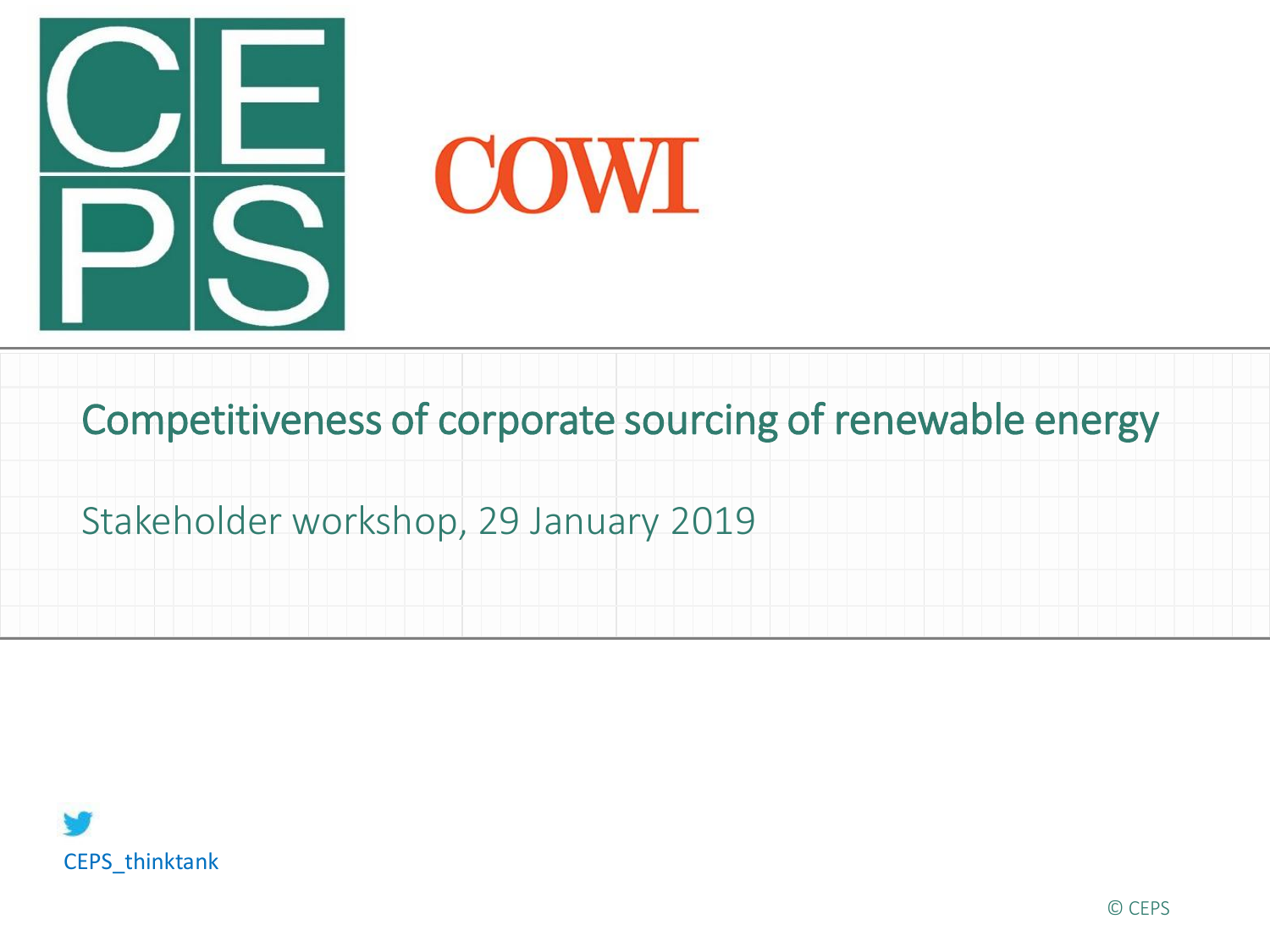CEPS

COWI

# Competitiveness of corporate sourcing of renewable energy

Stakeholder workshop, 29 January 2019

CEPS_thinktank

© CEPS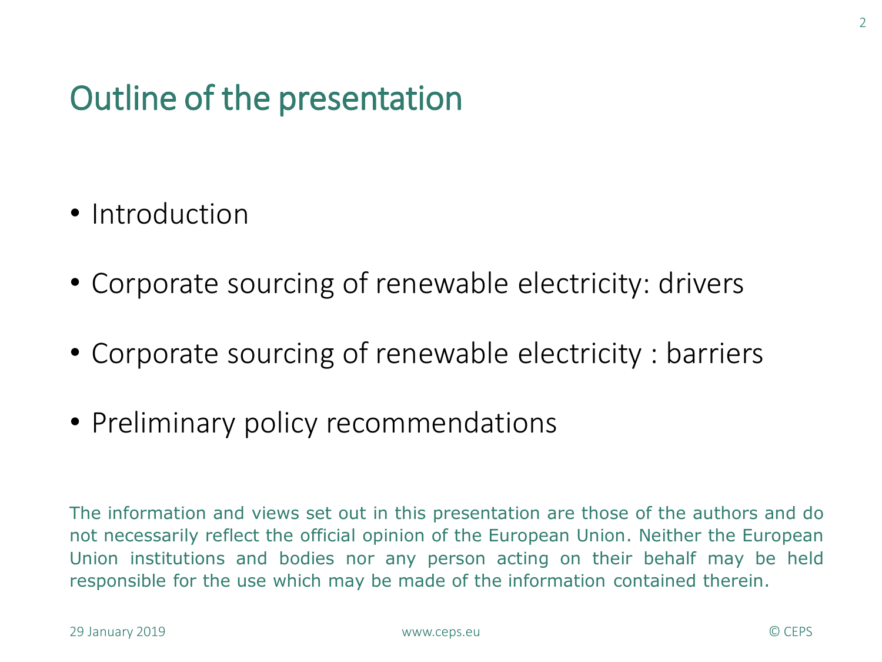# Outline of the presentation

- Introduction
- Corporate sourcing of renewable electricity: drivers
- Corporate sourcing of renewable electricity : barriers
- Preliminary policy recommendations

The information and views set out in this presentation are those of the authors and do not necessarily reflect the official opinion of the European Union. Neither the European Union institutions and bodies nor any person acting on their behalf may be held responsible for the use which may be made of the information contained therein.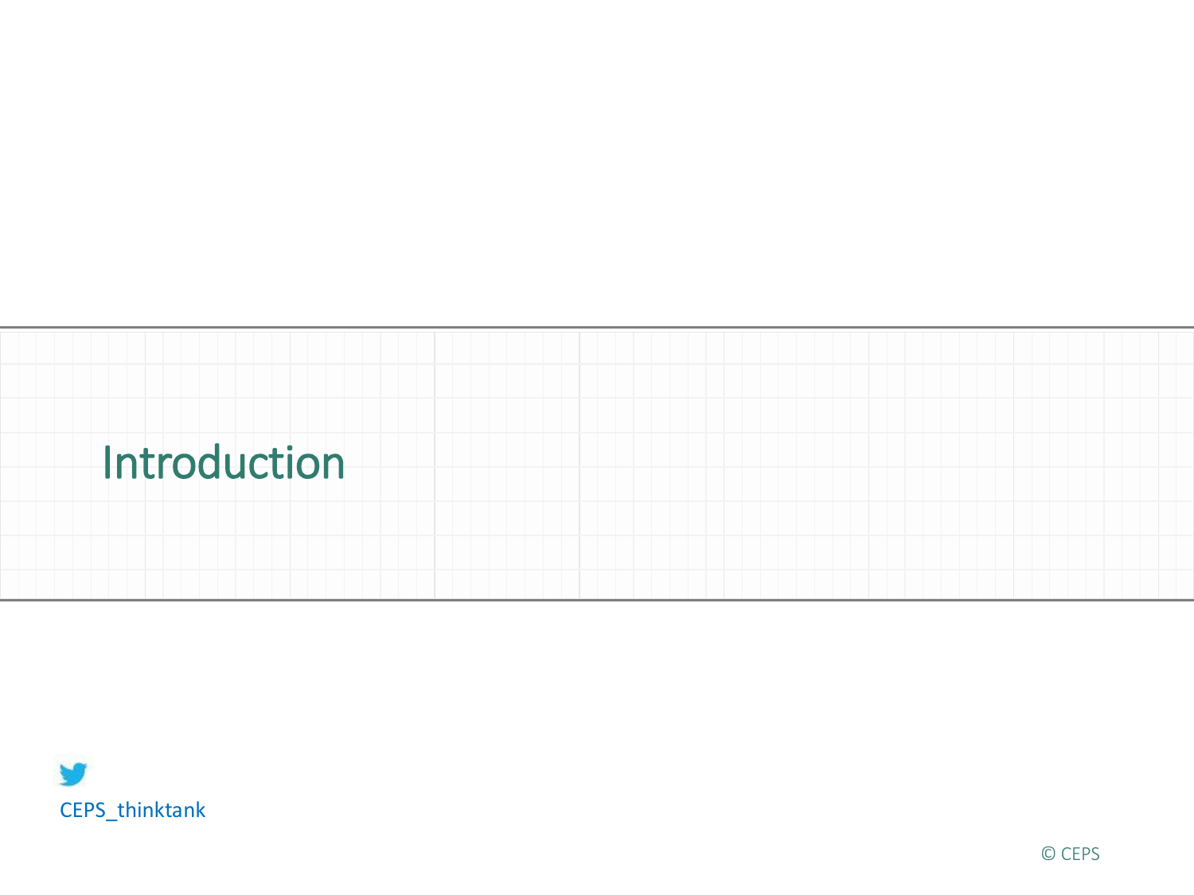# Introduction

CEPS_thinktank

© CEPS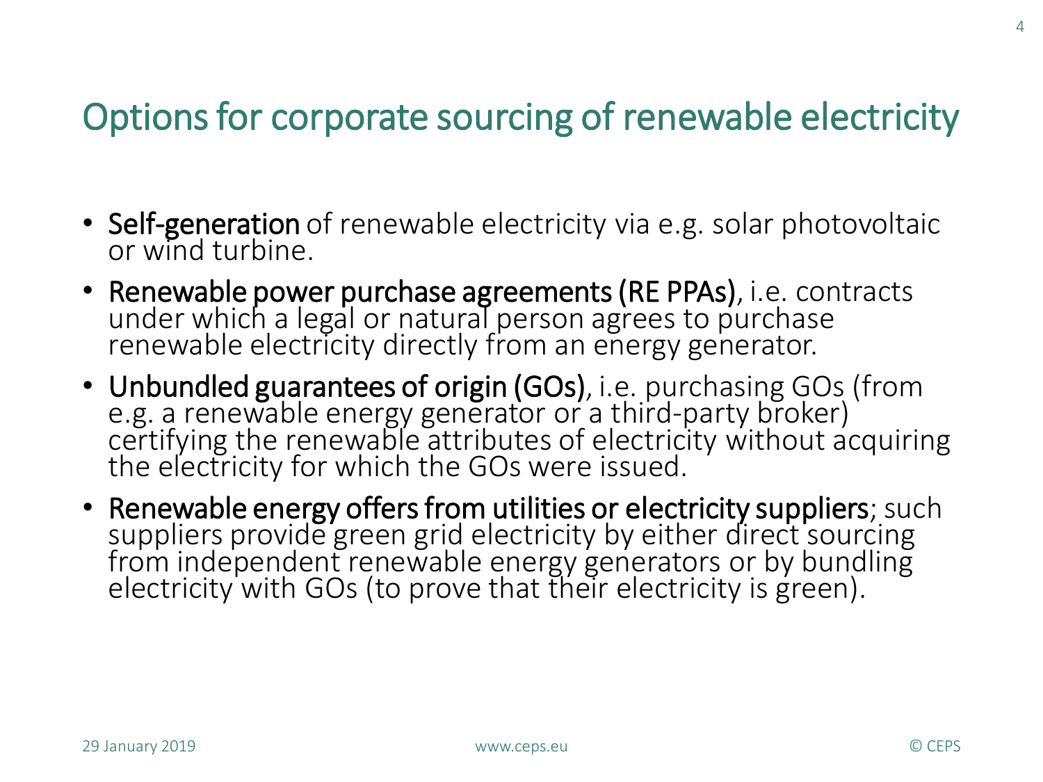# Options for corporate sourcing of renewable electricity

- **Self-generation** of renewable electricity via e.g. solar photovoltaic or wind turbine.
- **Renewable power purchase agreements (RE PPAs)**, i.e. contracts under which a legal or natural person agrees to purchase renewable electricity directly from an energy generator.
- **Unbundled guarantees of origin (GOs)**, i.e. purchasing GOs (from e.g. a renewable energy generator or a third-party broker) certifying the renewable attributes of electricity without acquiring the electricity for which the GOs were issued.
- **Renewable energy offers from utilities or electricity suppliers**; such suppliers provide green grid electricity by either direct sourcing from independent renewable energy generators or by bundling electricity with GOs (to prove that their electricity is green).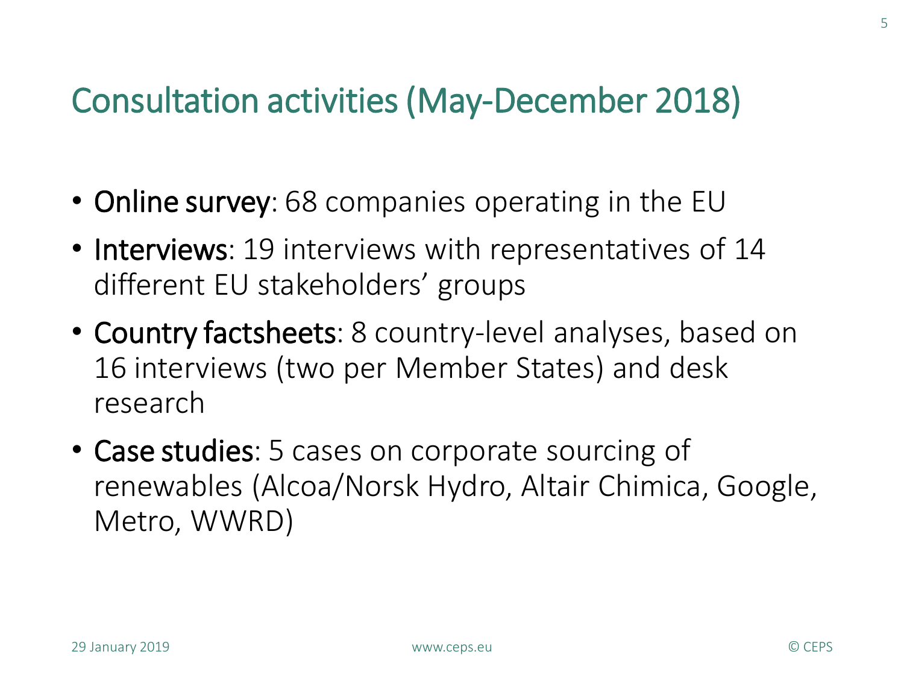# Consultation activities (May-December 2018)

- **Online survey**: 68 companies operating in the EU
- **Interviews**: 19 interviews with representatives of 14 different EU stakeholders' groups
- **Country factsheets**: 8 country-level analyses, based on 16 interviews (two per Member States) and desk research
- **Case studies**: 5 cases on corporate sourcing of renewables (Alcoa/Norsk Hydro, Altair Chimica, Google, Metro, WWRD)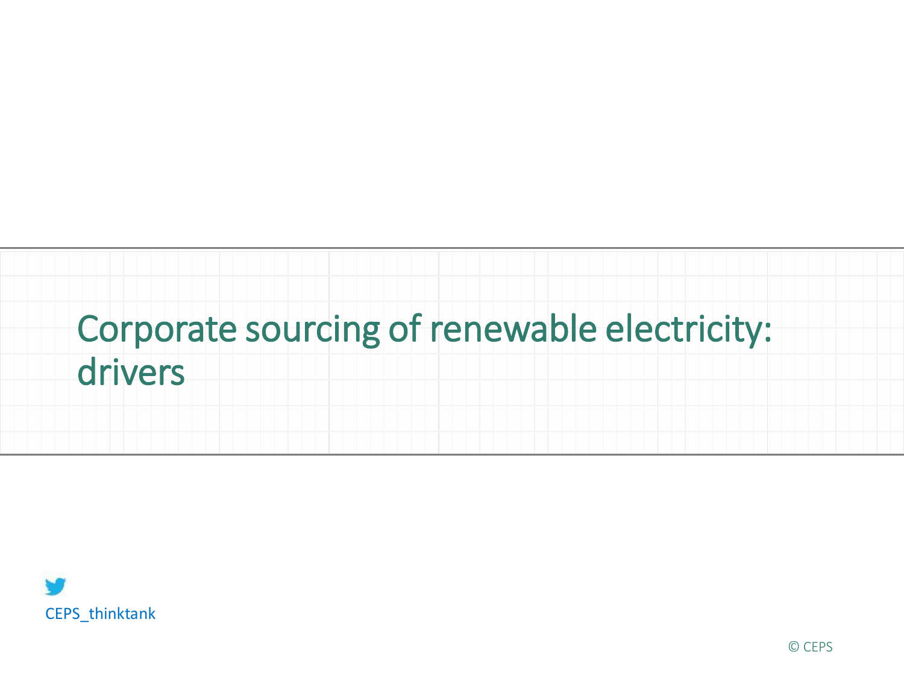# Corporate sourcing of renewable electricity: drivers

CEPS_thinktank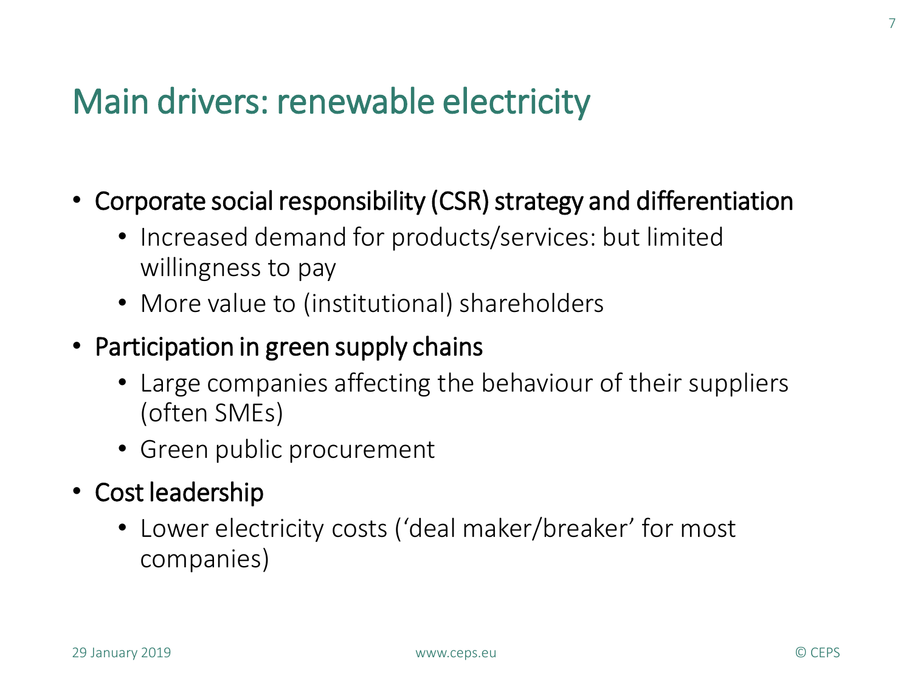# Main drivers: renewable electricity

- Corporate social responsibility (CSR) strategy and differentiation
  - Increased demand for products/services: but limited willingness to pay
  - More value to (institutional) shareholders
- Participation in green supply chains
  - Large companies affecting the behaviour of their suppliers (often SMEs)
  - Green public procurement
- Cost leadership
  - Lower electricity costs (‘deal maker/breaker’ for most companies)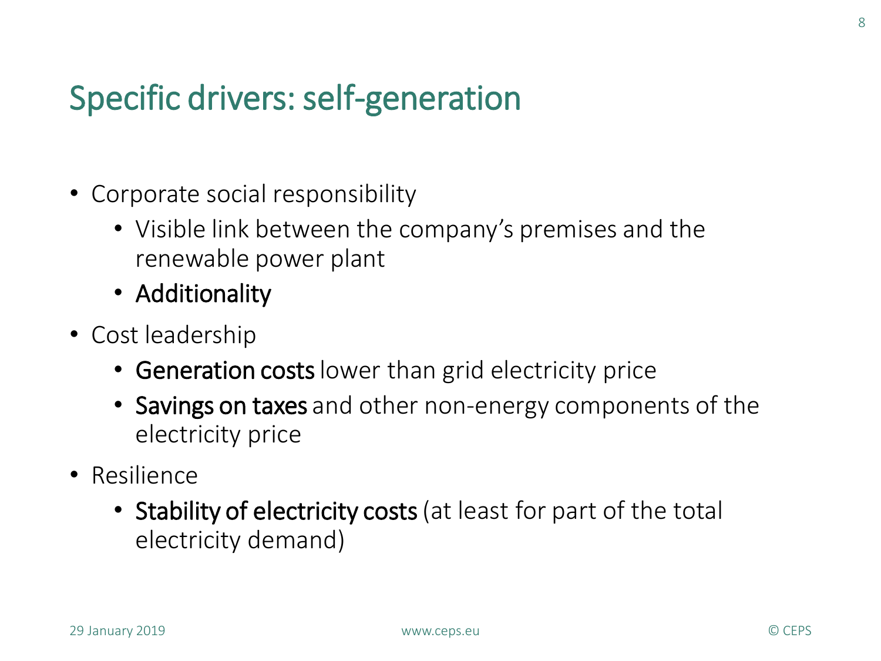# Specific drivers: self-generation

- Corporate social responsibility
  - Visible link between the company's premises and the renewable power plant
  - **Additionality**
- Cost leadership
  - **Generation costs** lower than grid electricity price
  - **Savings on taxes** and other non-energy components of the electricity price
- Resilience
  - **Stability of electricity costs** (at least for part of the total electricity demand)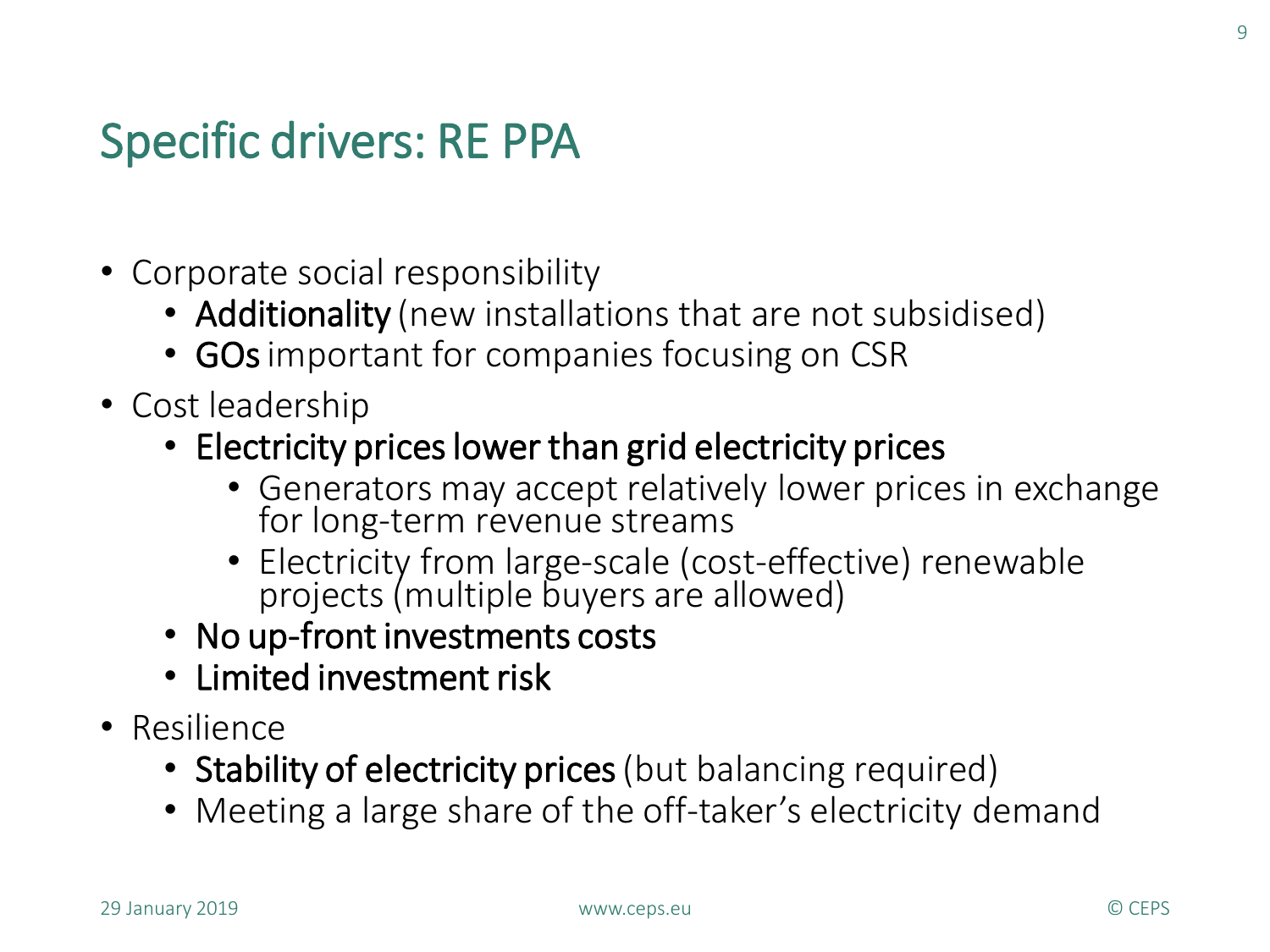# Specific drivers: RE PPA

- Corporate social responsibility
  - **Additionality** (new installations that are not subsidised)
  - **GOs** important for companies focusing on CSR
- Cost leadership
  - **Electricity prices lower than grid electricity prices**
    - Generators may accept relatively lower prices in exchange for long-term revenue streams
    - Electricity from large-scale (cost-effective) renewable projects (multiple buyers are allowed)
  - **No up-front investments costs**
  - **Limited investment risk**
- Resilience
  - **Stability of electricity prices** (but balancing required)
  - Meeting a large share of the off-taker's electricity demand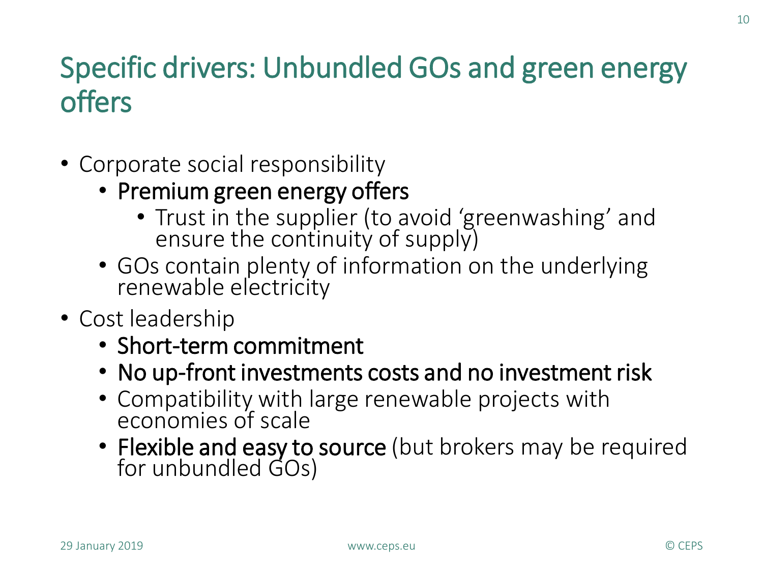# Specific drivers: Unbundled GOs and green energy offers

- Corporate social responsibility
  - **Premium green energy offers**
    - Trust in the supplier (to avoid 'greenwashing' and ensure the continuity of supply)
  - GOs contain plenty of information on the underlying renewable electricity
- Cost leadership
  - **Short-term commitment**
  - **No up-front investments costs and no investment risk**
  - Compatibility with large renewable projects with economies of scale
  - **Flexible and easy to source** (but brokers may be required for unbundled GOs)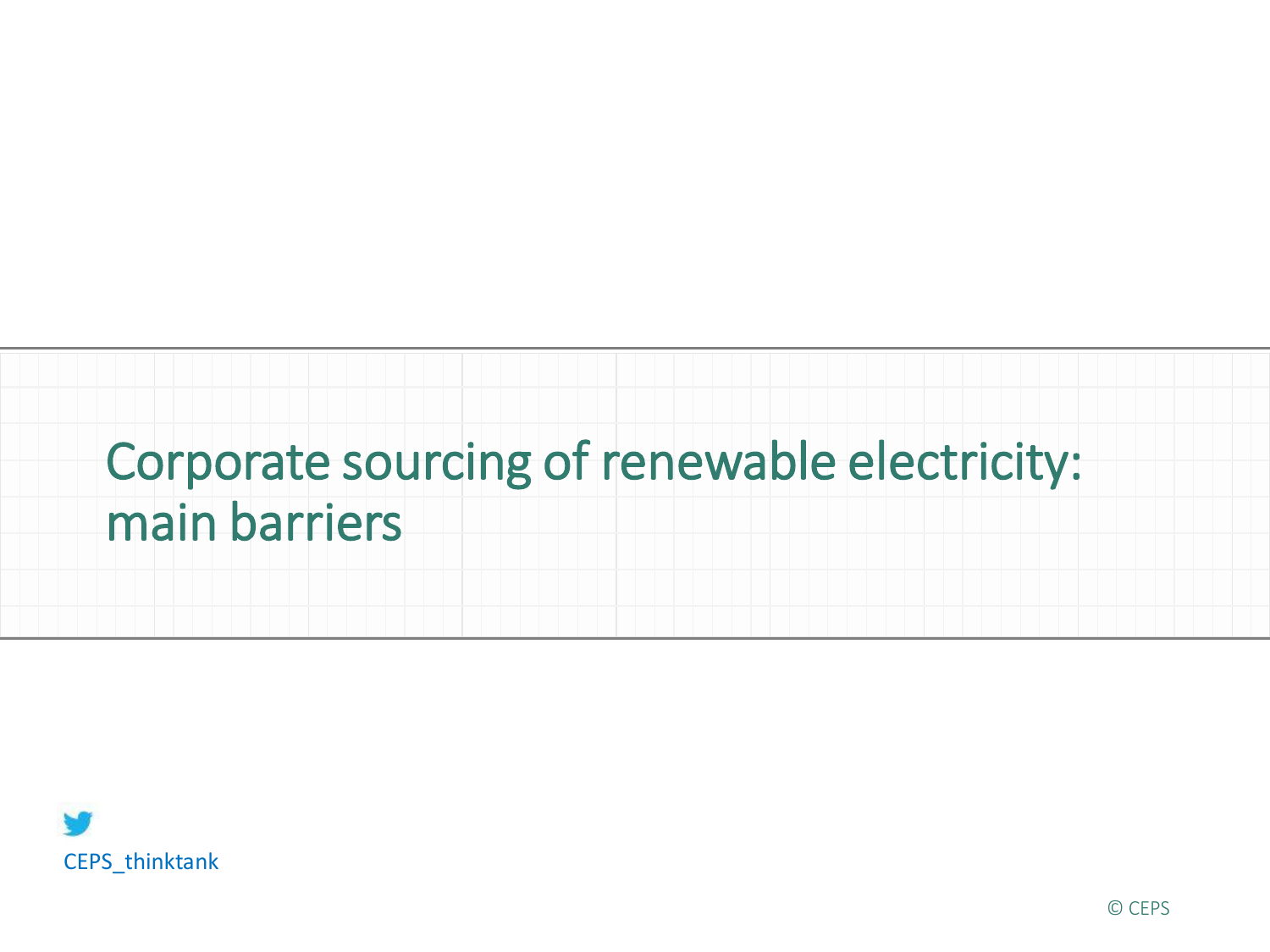# Corporate sourcing of renewable electricity: main barriers

CEPS_thinktank

© CEPS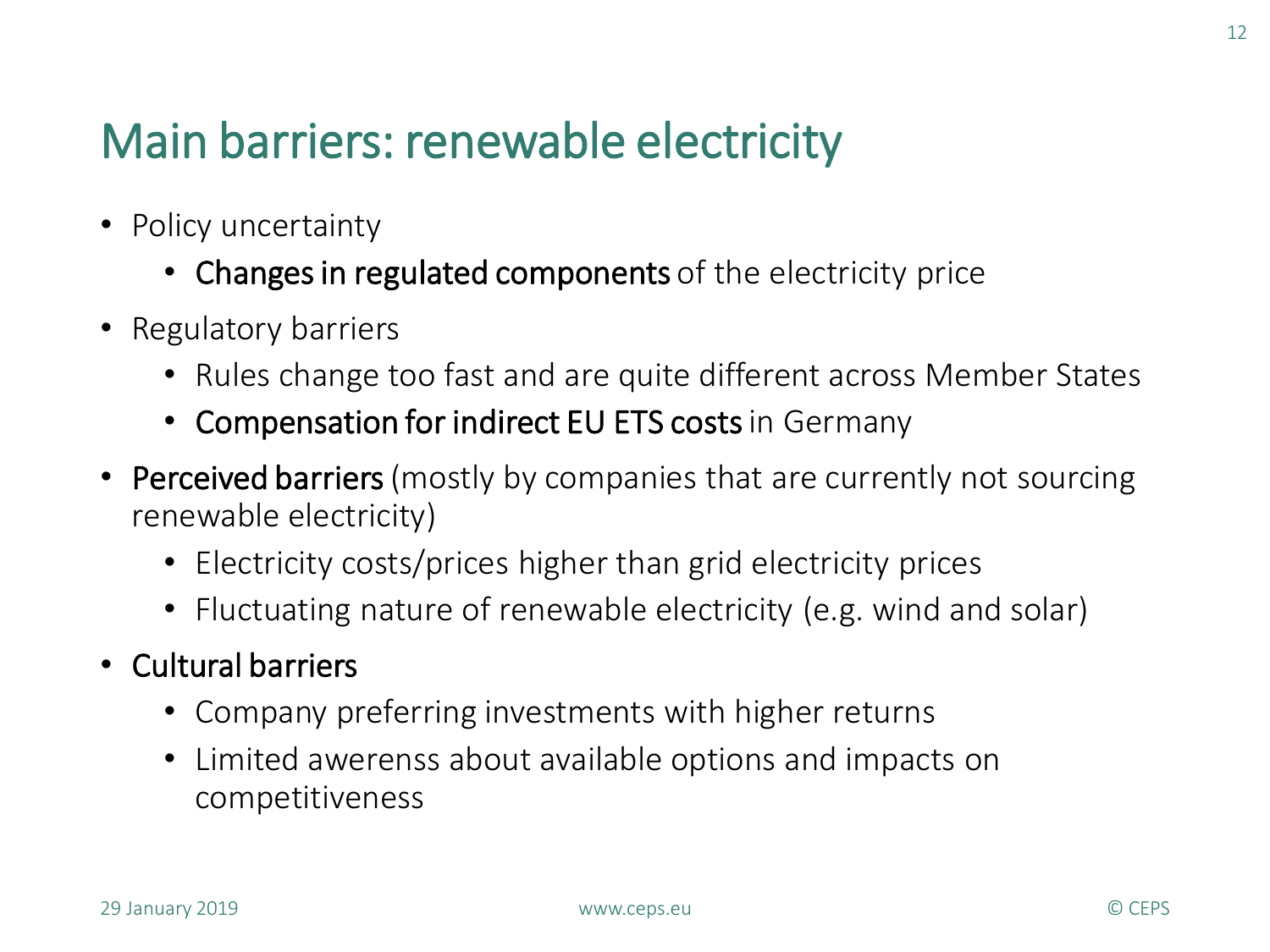# Main barriers: renewable electricity

- Policy uncertainty
  - **Changes in regulated components** of the electricity price
- Regulatory barriers
  - Rules change too fast and are quite different across Member States
  - **Compensation for indirect EU ETS costs** in Germany
- **Perceived barriers** (mostly by companies that are currently not sourcing renewable electricity)
  - Electricity costs/prices higher than grid electricity prices
  - Fluctuating nature of renewable electricity (e.g. wind and solar)
- **Cultural barriers**
  - Company preferring investments with higher returns
  - Limited awerenss about available options and impacts on competitiveness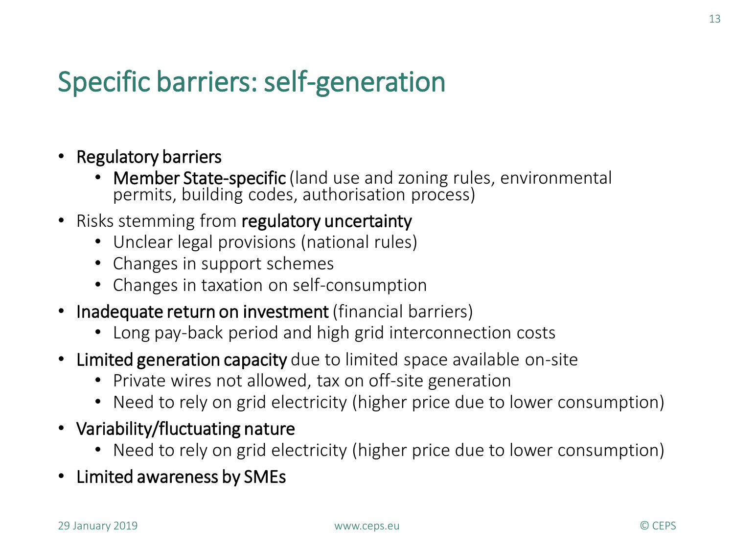# Specific barriers: self-generation

- **Regulatory barriers**
  - **Member State-specific** (land use and zoning rules, environmental permits, building codes, authorisation process)
- Risks stemming from **regulatory uncertainty**
  - Unclear legal provisions (national rules)
  - Changes in support schemes
  - Changes in taxation on self-consumption
- **Inadequate return on investment** (financial barriers)
  - Long pay-back period and high grid interconnection costs
- **Limited generation capacity** due to limited space available on-site
  - Private wires not allowed, tax on off-site generation
  - Need to rely on grid electricity (higher price due to lower consumption)
- **Variability/fluctuating nature**
  - Need to rely on grid electricity (higher price due to lower consumption)
- **Limited awareness by SMEs**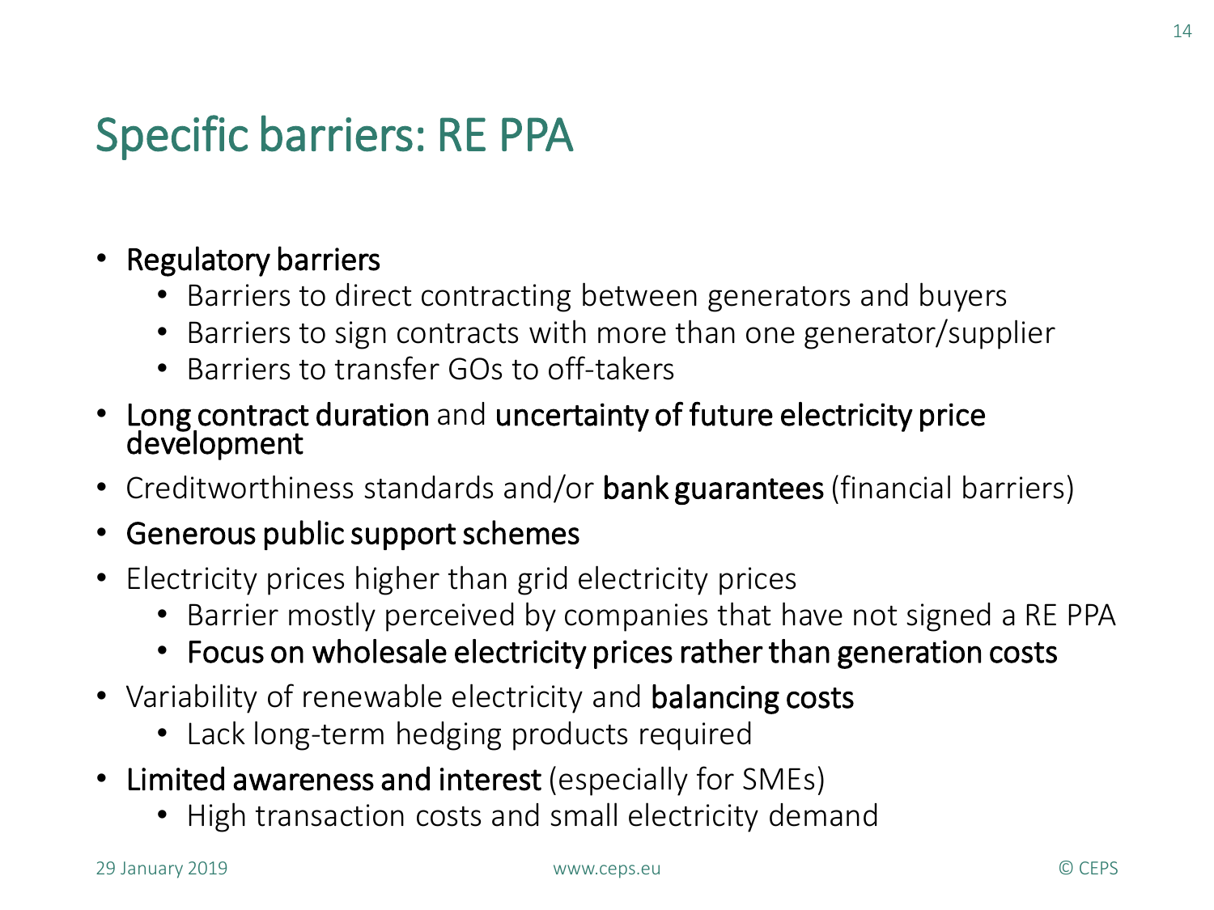# Specific barriers: RE PPA

- **Regulatory barriers**
  - Barriers to direct contracting between generators and buyers
  - Barriers to sign contracts with more than one generator/supplier
  - Barriers to transfer GOs to off-takers
- **Long contract duration** and **uncertainty of future electricity price development**
- Creditworthiness standards and/or **bank guarantees** (financial barriers)
- **Generous public support schemes**
- Electricity prices higher than grid electricity prices
  - Barrier mostly perceived by companies that have not signed a RE PPA
  - **Focus on wholesale electricity prices rather than generation costs**
- Variability of renewable electricity and **balancing costs**
  - Lack long-term hedging products required
- **Limited awareness and interest** (especially for SMEs)
  - High transaction costs and small electricity demand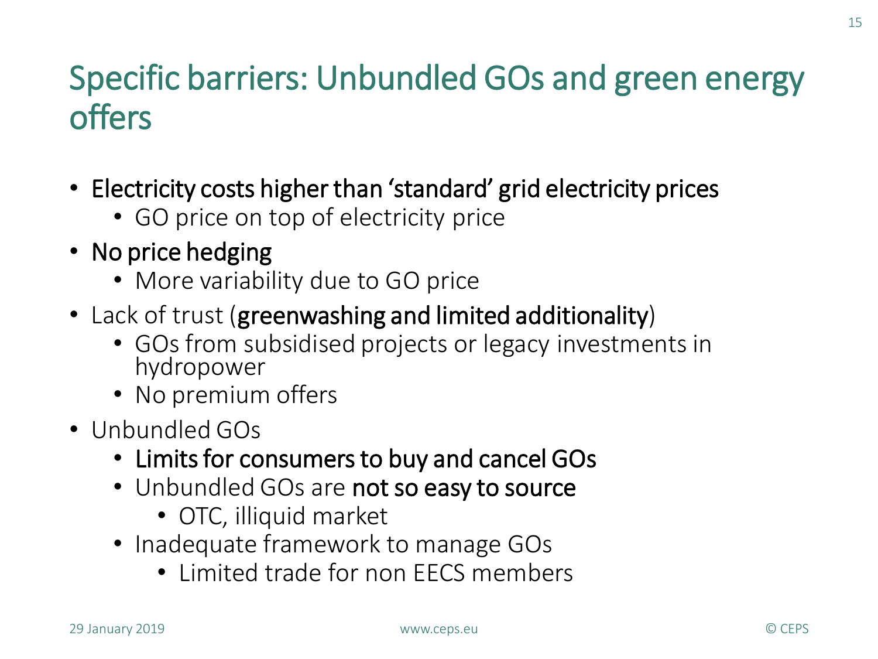# Specific barriers: Unbundled GOs and green energy offers

- **Electricity costs higher than 'standard' grid electricity prices**
  - GO price on top of electricity price
- **No price hedging**
  - More variability due to GO price
- Lack of trust (**greenwashing and limited additionality**)
  - GOs from subsidised projects or legacy investments in hydropower
  - No premium offers
- Unbundled GOs
  - **Limits for consumers to buy and cancel GOs**
  - Unbundled GOs are **not so easy to source**
    - OTC, illiquid market
  - Inadequate framework to manage GOs
    - Limited trade for non EECS members

29 January 2019 www.ceps.eu © CEPS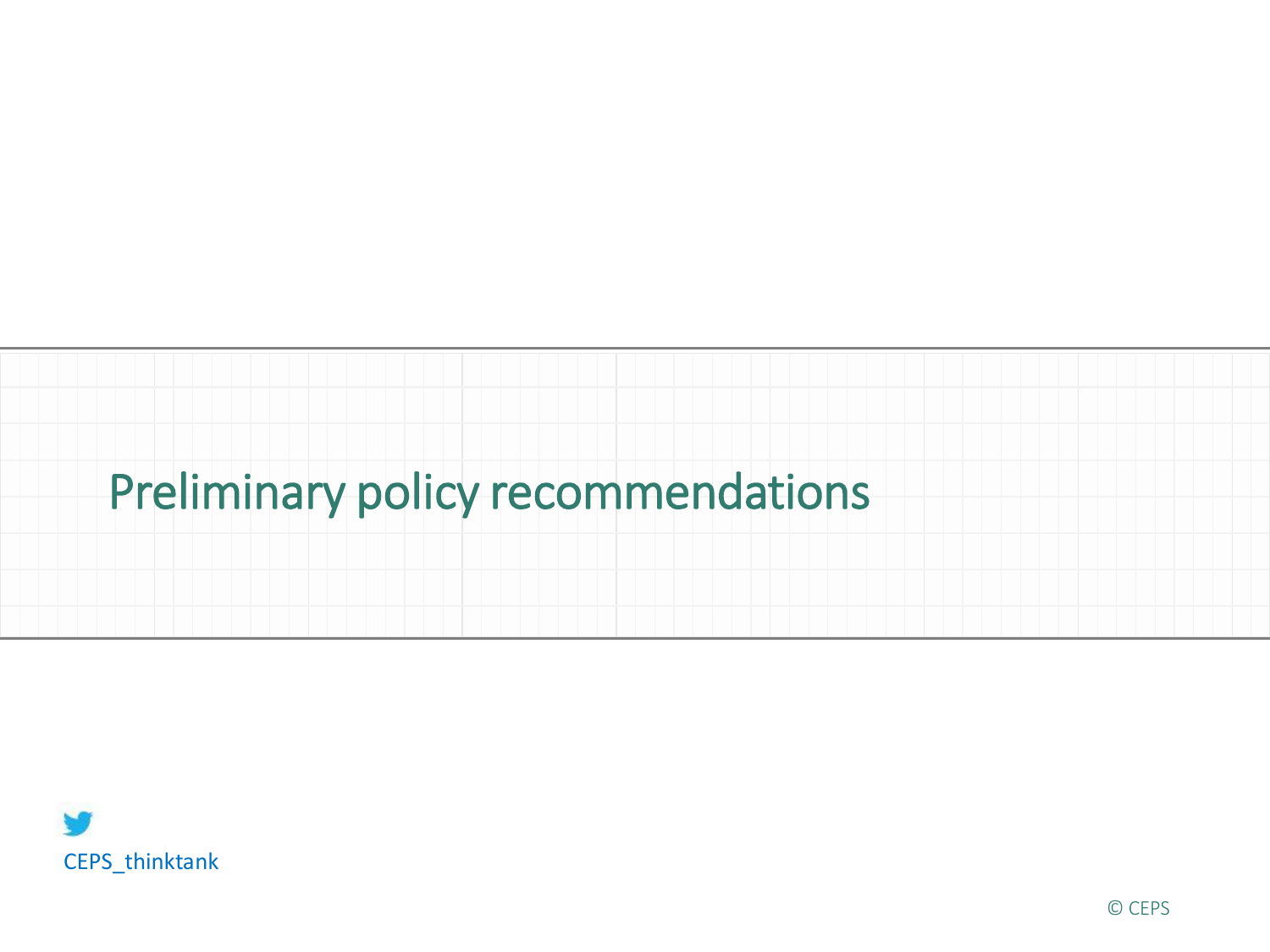# Preliminary policy recommendations

CEPS_thinktank

© CEPS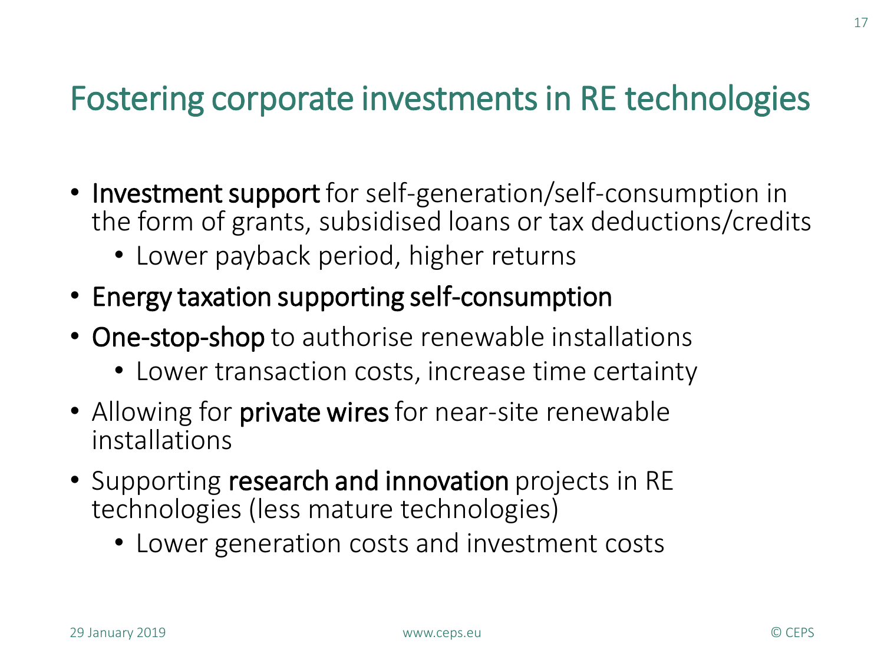# Fostering corporate investments in RE technologies

- **Investment support** for self-generation/self-consumption in the form of grants, subsidised loans or tax deductions/credits
  - Lower payback period, higher returns
- **Energy taxation supporting self-consumption**
- **One-stop-shop** to authorise renewable installations
  - Lower transaction costs, increase time certainty
- Allowing for **private wires** for near-site renewable installations
- Supporting **research and innovation** projects in RE technologies (less mature technologies)
  - Lower generation costs and investment costs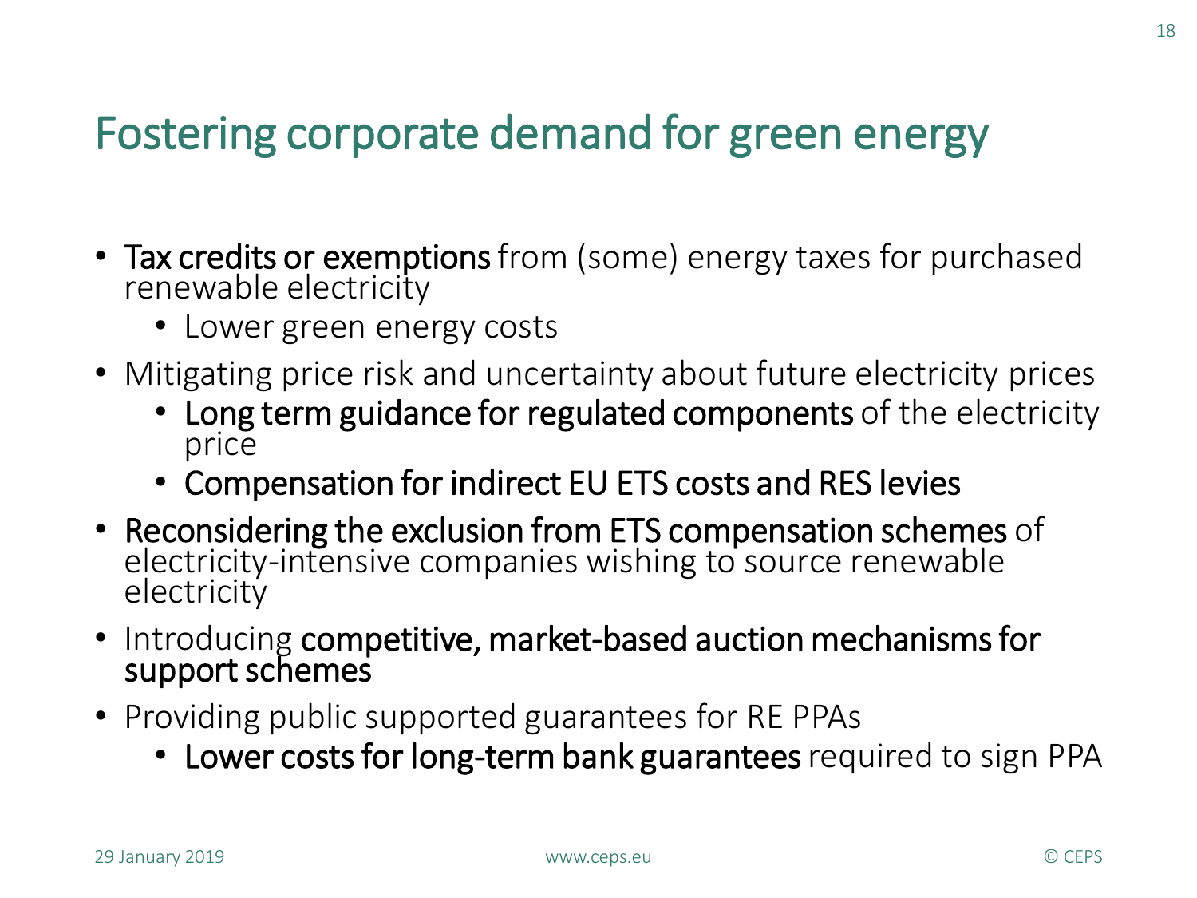# Fostering corporate demand for green energy

- **Tax credits or exemptions** from (some) energy taxes for purchased renewable electricity
  - Lower green energy costs
- Mitigating price risk and uncertainty about future electricity prices
  - **Long term guidance for regulated components** of the electricity price
  - **Compensation for indirect EU ETS costs and RES levies**
- **Reconsidering the exclusion from ETS compensation schemes** of electricity-intensive companies wishing to source renewable electricity
- Introducing **competitive, market-based auction mechanisms for support schemes**
- Providing public supported guarantees for RE PPAs
  - **Lower costs for long-term bank guarantees** required to sign PPA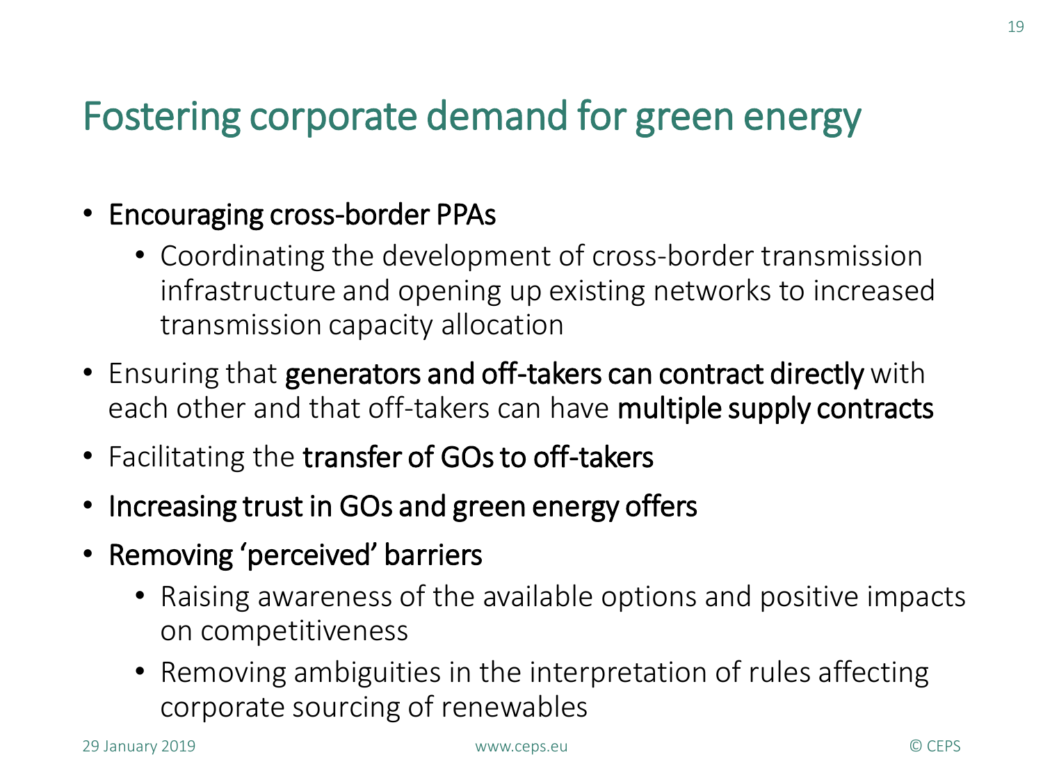# Fostering corporate demand for green energy

- **Encouraging cross-border PPAs**
  - Coordinating the development of cross-border transmission infrastructure and opening up existing networks to increased transmission capacity allocation
- Ensuring that **generators and off-takers can contract directly** with each other and that off-takers can have **multiple supply contracts**
- Facilitating the **transfer of GOs to off-takers**
- **Increasing trust in GOs and green energy offers**
- **Removing 'perceived' barriers**
  - Raising awareness of the available options and positive impacts on competitiveness
  - Removing ambiguities in the interpretation of rules affecting corporate sourcing of renewables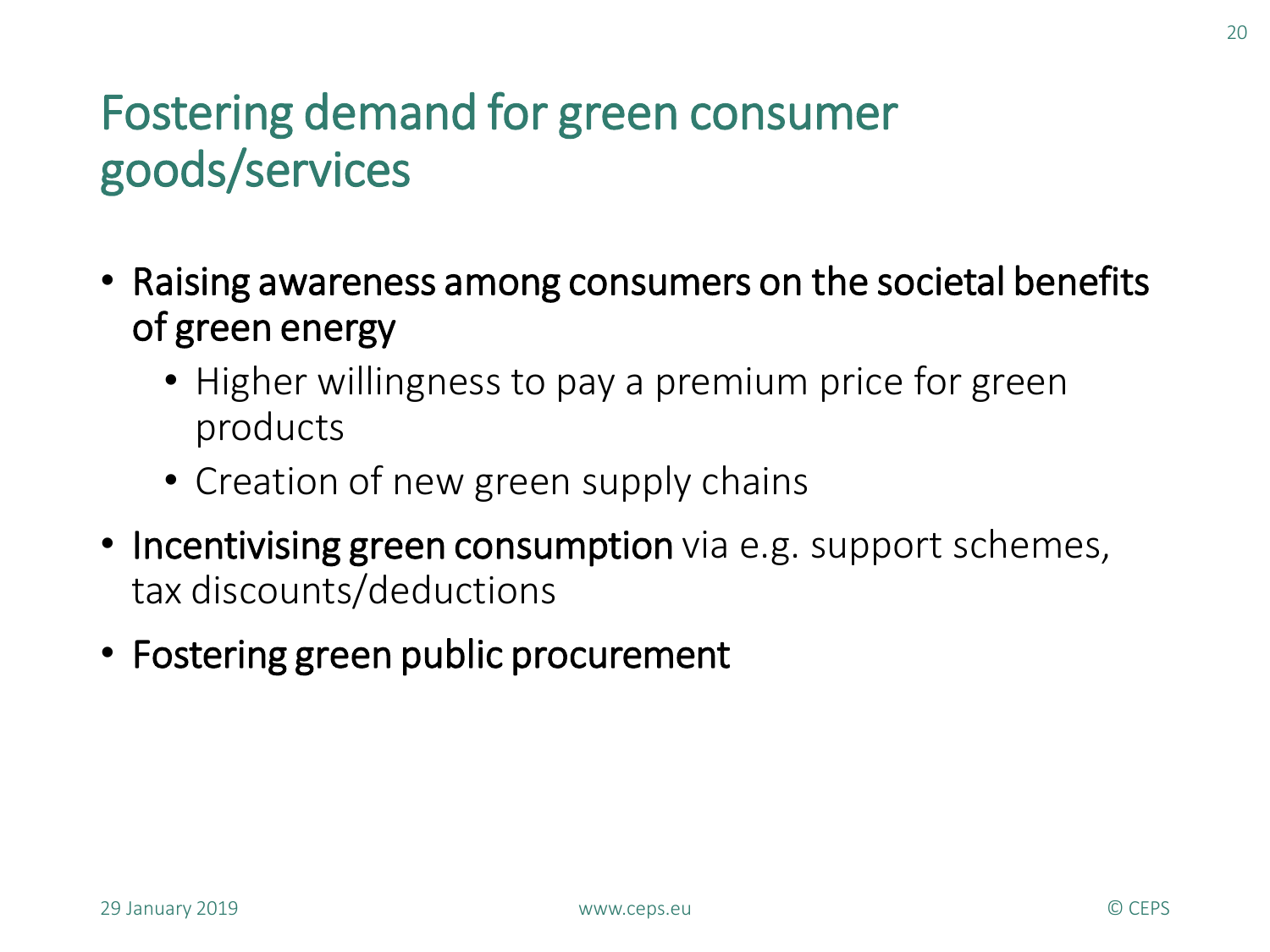# Fostering demand for green consumer goods/services

- Raising awareness among consumers on the societal benefits of green energy
  - Higher willingness to pay a premium price for green products
  - Creation of new green supply chains
- Incentivising green consumption via e.g. support schemes, tax discounts/deductions
- Fostering green public procurement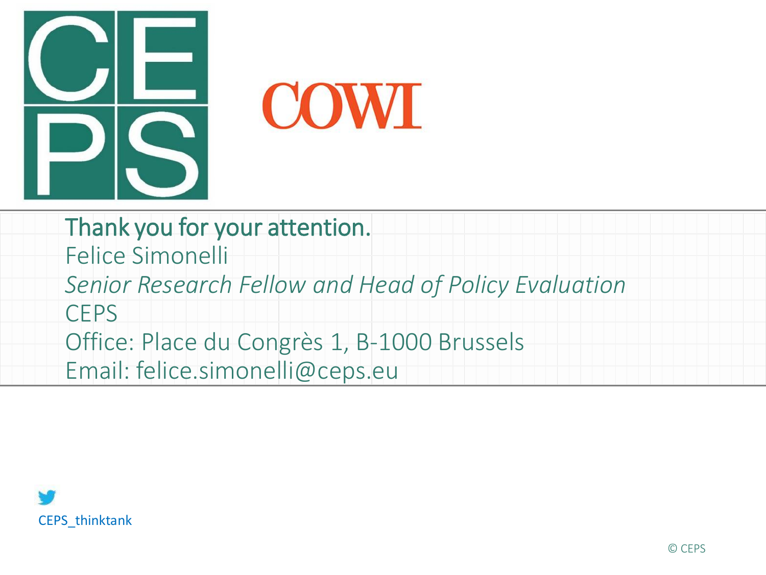CEPS

COWI

Thank you for your attention.

Felice Simonelli

*Senior Research Fellow and Head of Policy Evaluation*

CEPS

Office: Place du Congrès 1, B-1000 Brussels

Email: felice.simonelli@ceps.eu

CEPS_thinktank

© CEPS